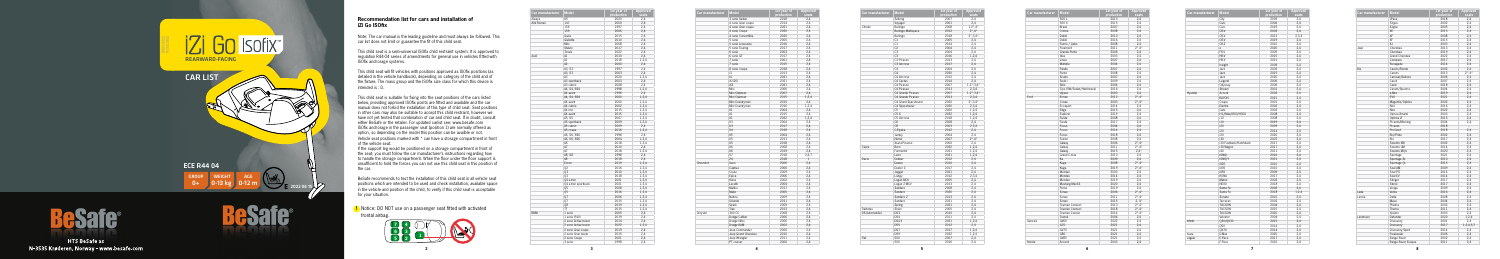# iZi Go ISOfix

REARWARD-FACING

CAR LIST

ECE R44 04

| GROUP | WEIGHT | AGE |
|---|---|---|
| 0+ | 0-13 kg | 0-12 m |

BeSafe

HTS BeSafe as
N-3535 Krøderen, Norway - www.besafe.com

## Recommendation list for cars and installation of iZi Go ISOfix

Note: The car manual is the leading guideline and must always be followed. This car list does not limit or guarantee the fit of this child seat.

This child seat is a semi-universal ISOfix child restraint system. It is approved to regulation R44-04 series of amendments for general use in vehicles fitted with ISOfix anchorage systems.

This child seat will fit vehicles with positions approved as ISOfix positions (as detailed in the vehicle handbook), depending on category of the child seat and of the fixture. The mass group and the ISOfix size class for which this device is intended is : 0.

This child seat is suitable for fixing into the seat positions of the cars listed below, providing approved ISOfix points are fitted and available and the car manual does not forbid the installation of this type of child seat. Seat positions in other cars may also be suitable to accept this child restraint, however we have not yet tested that combination of car and child seat. If in doubt, consult either BeSafe or the retailer. For updated carlist see: www.besafe.com

ISOfix anchorage in the passenger seat (position 1) are normally offered as option, so depending on the model this position can be available or not.

Vehicle seat positions marked with * can have a storage compartment in front of the vehicle seat.

If the support leg would be positioned on a storage compartment in front of the seat, you must follow the car manufacturer's instructions regarding how to handle the storage compartment. When the floor under the floor support is insufficient to hold the forces you can not use this child seat in this position of the car.

BeSafe recommends to test the installation of this child seat in all vehicle seat positions which are intended to be used and check installation, available space in the vehicle and position of the child, to verify if the child seat is acceptable for your situation.

! Notice: DO NOT use on a passenger seat fitted with activated frontal airbag.

| Car manufacturer | Model | 1st year of production | Approved seats |
|---|---|---|---|